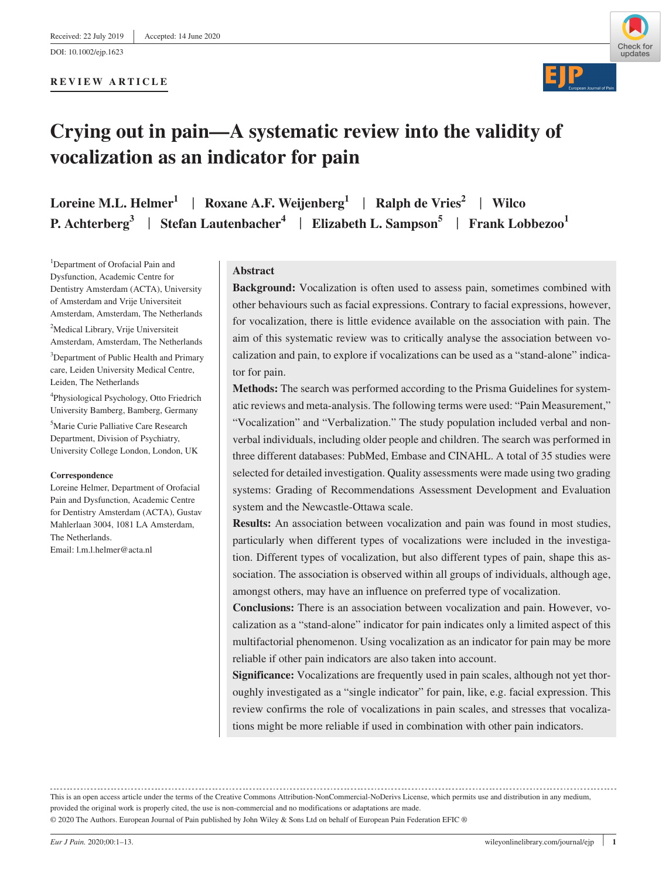Received: 22 July 2019 | Accepted: 14 June 2020

DOI: 10.1002/ejp.1623

**REVIEW ARTICLE**

# Crying out in pain—A systematic review into the validity of vocalization as an indicator for pain

**Loreine M.L. Helmer[1] | Roxane A.F. Weijenberg[1] | Ralph de Vries[2] | Wilco P. Achterberg[3] | Stefan Lautenbacher[4] | Elizabeth L. Sampson[5] | Frank Lobbezoo[1]**

[1]Department of Orofacial Pain and Dysfunction, Academic Centre for Dentistry Amsterdam (ACTA), University of Amsterdam and Vrije Universiteit Amsterdam, Amsterdam, The Netherlands

[2]Medical Library, Vrije Universiteit Amsterdam, Amsterdam, The Netherlands

[3]Department of Public Health and Primary care, Leiden University Medical Centre, Leiden, The Netherlands

[4]Physiological Psychology, Otto Friedrich University Bamberg, Bamberg, Germany

[5]Marie Curie Palliative Care Research Department, Division of Psychiatry, University College London, London, UK

**Correspondence**

Loreine Helmer, Department of Orofacial Pain and Dysfunction, Academic Centre for Dentistry Amsterdam (ACTA), Gustav Mahlerlaan 3004, 1081 LA Amsterdam, The Netherlands.

Email: l.m.l.helmer@acta.nl

## Abstract

**Background:** Vocalization is often used to assess pain, sometimes combined with other behaviours such as facial expressions. Contrary to facial expressions, however, for vocalization, there is little evidence available on the association with pain. The aim of this systematic review was to critically analyse the association between vocalization and pain, to explore if vocalizations can be used as a "stand-alone" indicator for pain.

**Methods:** The search was performed according to the Prisma Guidelines for systematic reviews and meta-analysis. The following terms were used: "Pain Measurement," "Vocalization" and "Verbalization." The study population included verbal and non-verbal individuals, including older people and children. The search was performed in three different databases: PubMed, Embase and CINAHL. A total of 35 studies were selected for detailed investigation. Quality assessments were made using two grading systems: Grading of Recommendations Assessment Development and Evaluation system and the Newcastle-Ottawa scale.

**Results:** An association between vocalization and pain was found in most studies, particularly when different types of vocalizations were included in the investigation. Different types of vocalization, but also different types of pain, shape this association. The association is observed within all groups of individuals, although age, amongst others, may have an influence on preferred type of vocalization.

**Conclusions:** There is an association between vocalization and pain. However, vocalization as a "stand-alone" indicator for pain indicates only a limited aspect of this multifactorial phenomenon. Using vocalization as an indicator for pain may be more reliable if other pain indicators are also taken into account.

**Significance:** Vocalizations are frequently used in pain scales, although not yet thoroughly investigated as a "single indicator" for pain, like, e.g. facial expression. This review confirms the role of vocalizations in pain scales, and stresses that vocalizations might be more reliable if used in combination with other pain indicators.

This is an open access article under the terms of the Creative Commons Attribution-NonCommercial-NoDerivs License, which permits use and distribution in any medium, provided the original work is properly cited, the use is non-commercial and no modifications or adaptations are made.

© 2020 The Authors. European Journal of Pain published by John Wiley & Sons Ltd on behalf of European Pain Federation EFIC ®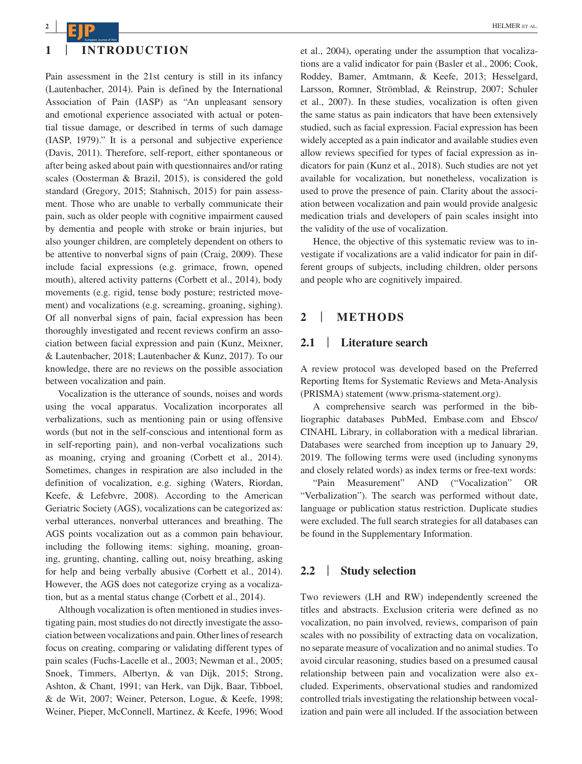## 1 | INTRODUCTION

Pain assessment in the 21st century is still in its infancy (Lautenbacher, 2014). Pain is defined by the International Association of Pain (IASP) as "An unpleasant sensory and emotional experience associated with actual or potential tissue damage, or described in terms of such damage (IASP, 1979)." It is a personal and subjective experience (Davis, 2011). Therefore, self-report, either spontaneous or after being asked about pain with questionnaires and/or rating scales (Oosterman & Brazil, 2015), is considered the gold standard (Gregory, 2015; Stahnisch, 2015) for pain assessment. Those who are unable to verbally communicate their pain, such as older people with cognitive impairment caused by dementia and people with stroke or brain injuries, but also younger children, are completely dependent on others to be attentive to nonverbal signs of pain (Craig, 2009). These include facial expressions (e.g. grimace, frown, opened mouth), altered activity patterns (Corbett et al., 2014), body movements (e.g. rigid, tense body posture; restricted movement) and vocalizations (e.g. screaming, groaning, sighing). Of all nonverbal signs of pain, facial expression has been thoroughly investigated and recent reviews confirm an association between facial expression and pain (Kunz, Meixner, & Lautenbacher, 2018; Lautenbacher & Kunz, 2017). To our knowledge, there are no reviews on the possible association between vocalization and pain.

Vocalization is the utterance of sounds, noises and words using the vocal apparatus. Vocalization incorporates all verbalizations, such as mentioning pain or using offensive words (but not in the self-conscious and intentional form as in self-reporting pain), and non-verbal vocalizations such as moaning, crying and groaning (Corbett et al., 2014). Sometimes, changes in respiration are also included in the definition of vocalization, e.g. sighing (Waters, Riordan, Keefe, & Lefebvre, 2008). According to the American Geriatric Society (AGS), vocalizations can be categorized as: verbal utterances, nonverbal utterances and breathing. The AGS points vocalization out as a common pain behaviour, including the following items: sighing, moaning, groaning, grunting, chanting, calling out, noisy breathing, asking for help and being verbally abusive (Corbett et al., 2014). However, the AGS does not categorize crying as a vocalization, but as a mental status change (Corbett et al., 2014).

Although vocalization is often mentioned in studies investigating pain, most studies do not directly investigate the association between vocalizations and pain. Other lines of research focus on creating, comparing or validating different types of pain scales (Fuchs-Lacelle et al., 2003; Newman et al., 2005; Snoek, Timmers, Albertyn, & van Dijk, 2015; Strong, Ashton, & Chant, 1991; van Herk, van Dijk, Baar, Tibboel, & de Wit, 2007; Weiner, Peterson, Logue, & Keefe, 1998; Weiner, Pieper, McConnell, Martinez, & Keefe, 1996; Wood et al., 2004), operating under the assumption that vocalizations are a valid indicator for pain (Basler et al., 2006; Cook, Roddey, Bamer, Amtmann, & Keefe, 2013; Hesselgard, Larsson, Romner, Strömblad, & Reinstrup, 2007; Schuler et al., 2007). In these studies, vocalization is often given the same status as pain indicators that have been extensively studied, such as facial expression. Facial expression has been widely accepted as a pain indicator and available studies even allow reviews specified for types of facial expression as indicators for pain (Kunz et al., 2018). Such studies are not yet available for vocalization, but nonetheless, vocalization is used to prove the presence of pain. Clarity about the association between vocalization and pain would provide analgesic medication trials and developers of pain scales insight into the validity of the use of vocalization.

Hence, the objective of this systematic review was to investigate if vocalizations are a valid indicator for pain in different groups of subjects, including children, older persons and people who are cognitively impaired.

## 2 | METHODS

### 2.1 | Literature search

A review protocol was developed based on the Preferred Reporting Items for Systematic Reviews and Meta-Analysis (PRISMA) statement (www.prisma-statement.org).

A comprehensive search was performed in the bibliographic databases PubMed, Embase.com and Ebsco/CINAHL Library, in collaboration with a medical librarian. Databases were searched from inception up to January 29, 2019. The following terms were used (including synonyms and closely related words) as index terms or free-text words: "Pain Measurement" AND ("Vocalization" OR "Verbalization"). The search was performed without date, language or publication status restriction. Duplicate studies were excluded. The full search strategies for all databases can be found in the Supplementary Information.

### 2.2 | Study selection

Two reviewers (LH and RW) independently screened the titles and abstracts. Exclusion criteria were defined as no vocalization, no pain involved, reviews, comparison of pain scales with no possibility of extracting data on vocalization, no separate measure of vocalization and no animal studies. To avoid circular reasoning, studies based on a presumed causal relationship between pain and vocalization were also excluded. Experiments, observational studies and randomized controlled trials investigating the relationship between vocalization and pain were all included. If the association between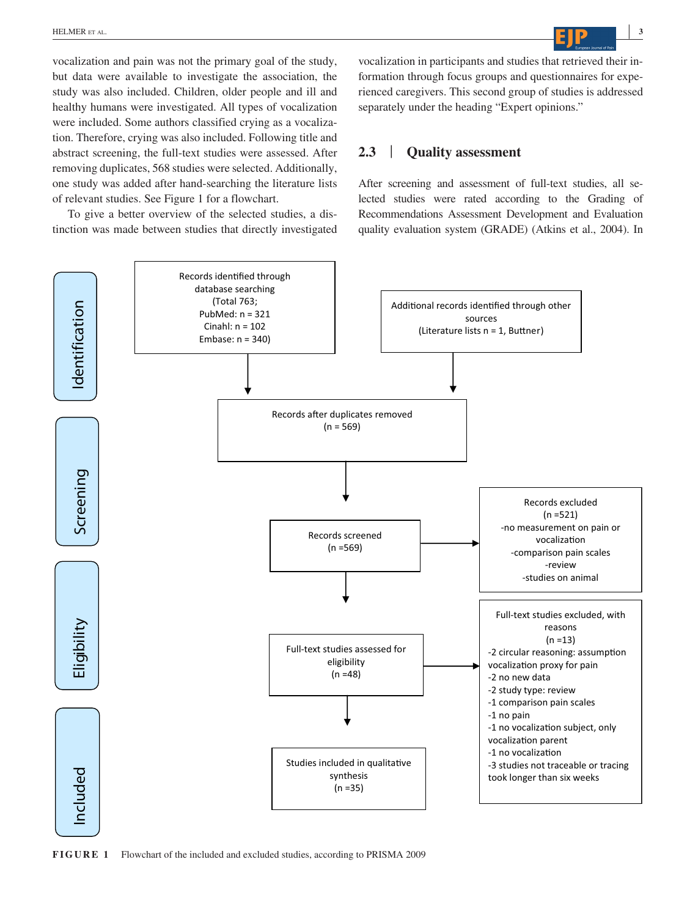vocalization and pain was not the primary goal of the study, but data were available to investigate the association, the study was also included. Children, older people and ill and healthy humans were investigated. All types of vocalization were included. Some authors classified crying as a vocalization. Therefore, crying was also included. Following title and abstract screening, the full-text studies were assessed. After removing duplicates, 568 studies were selected. Additionally, one study was added after hand-searching the literature lists of relevant studies. See Figure 1 for a flowchart.

To give a better overview of the selected studies, a distinction was made between studies that directly investigated vocalization in participants and studies that retrieved their information through focus groups and questionnaires for experienced caregivers. This second group of studies is addressed separately under the heading "Expert opinions."

## 2.3 | Quality assessment

After screening and assessment of full-text studies, all selected studies were rated according to the Grading of Recommendations Assessment Development and Evaluation quality evaluation system (GRADE) (Atkins et al., 2004). In

**Identification**

Records identified through database searching (Total 763; PubMed: n = 321; Cinahl: n = 102; Embase: n = 340)

Additional records identified through other sources (Literature lists n = 1, Buttner)

Records after duplicates removed (n = 569)

**Screening**

Records screened (n =569)

Records excluded (n =521)
- -no measurement on pain or vocalization
- -comparison pain scales
- -review
- -studies on animal

**Eligibility**

Full-text studies assessed for eligibility (n =48)

Full-text studies excluded, with reasons (n =13)
- -2 circular reasoning: assumption vocalization proxy for pain
- -2 no new data
- -2 study type: review
- -1 comparison pain scales
- -1 no pain
- -1 no vocalization subject, only vocalization parent
- -1 no vocalization
- -3 studies not traceable or tracing took longer than six weeks

**Included**

Studies included in qualitative synthesis (n =35)

**FIGURE 1** Flowchart of the included and excluded studies, according to PRISMA 2009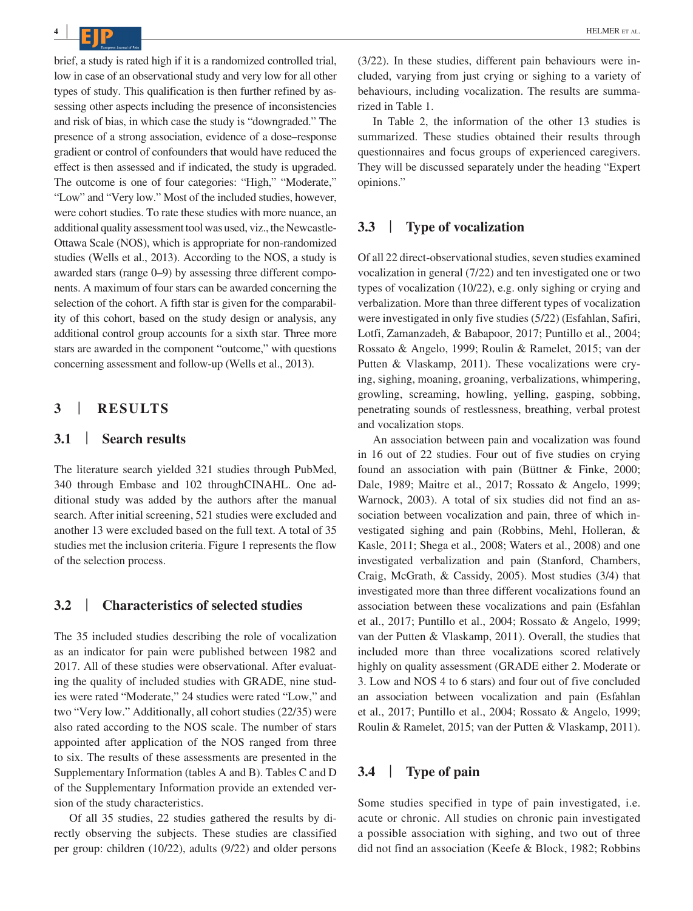brief, a study is rated high if it is a randomized controlled trial, low in case of an observational study and very low for all other types of study. This qualification is then further refined by assessing other aspects including the presence of inconsistencies and risk of bias, in which case the study is "downgraded." The presence of a strong association, evidence of a dose–response gradient or control of confounders that would have reduced the effect is then assessed and if indicated, the study is upgraded. The outcome is one of four categories: "High," "Moderate," "Low" and "Very low." Most of the included studies, however, were cohort studies. To rate these studies with more nuance, an additional quality assessment tool was used, viz., the Newcastle-Ottawa Scale (NOS), which is appropriate for non-randomized studies (Wells et al., 2013). According to the NOS, a study is awarded stars (range 0–9) by assessing three different components. A maximum of four stars can be awarded concerning the selection of the cohort. A fifth star is given for the comparability of this cohort, based on the study design or analysis, any additional control group accounts for a sixth star. Three more stars are awarded in the component "outcome," with questions concerning assessment and follow-up (Wells et al., 2013).

# 3 | RESULTS

## 3.1 | Search results

The literature search yielded 321 studies through PubMed, 340 through Embase and 102 throughCINAHL. One additional study was added by the authors after the manual search. After initial screening, 521 studies were excluded and another 13 were excluded based on the full text. A total of 35 studies met the inclusion criteria. Figure 1 represents the flow of the selection process.

## 3.2 | Characteristics of selected studies

The 35 included studies describing the role of vocalization as an indicator for pain were published between 1982 and 2017. All of these studies were observational. After evaluating the quality of included studies with GRADE, nine studies were rated "Moderate," 24 studies were rated "Low," and two "Very low." Additionally, all cohort studies (22/35) were also rated according to the NOS scale. The number of stars appointed after application of the NOS ranged from three to six. The results of these assessments are presented in the Supplementary Information (tables A and B). Tables C and D of the Supplementary Information provide an extended version of the study characteristics.

Of all 35 studies, 22 studies gathered the results by directly observing the subjects. These studies are classified per group: children (10/22), adults (9/22) and older persons (3/22). In these studies, different pain behaviours were included, varying from just crying or sighing to a variety of behaviours, including vocalization. The results are summarized in Table 1.

In Table 2, the information of the other 13 studies is summarized. These studies obtained their results through questionnaires and focus groups of experienced caregivers. They will be discussed separately under the heading "Expert opinions."

## 3.3 | Type of vocalization

Of all 22 direct-observational studies, seven studies examined vocalization in general (7/22) and ten investigated one or two types of vocalization (10/22), e.g. only sighing or crying and verbalization. More than three different types of vocalization were investigated in only five studies (5/22) (Esfahlan, Safiri, Lotfi, Zamanzadeh, & Babapoor, 2017; Puntillo et al., 2004; Rossato & Angelo, 1999; Roulin & Ramelet, 2015; van der Putten & Vlaskamp, 2011). These vocalizations were crying, sighing, moaning, groaning, verbalizations, whimpering, growling, screaming, howling, yelling, gasping, sobbing, penetrating sounds of restlessness, breathing, verbal protest and vocalization stops.

An association between pain and vocalization was found in 16 out of 22 studies. Four out of five studies on crying found an association with pain (Büttner & Finke, 2000; Dale, 1989; Maitre et al., 2017; Rossato & Angelo, 1999; Warnock, 2003). A total of six studies did not find an association between vocalization and pain, three of which investigated sighing and pain (Robbins, Mehl, Holleran, & Kasle, 2011; Shega et al., 2008; Waters et al., 2008) and one investigated verbalization and pain (Stanford, Chambers, Craig, McGrath, & Cassidy, 2005). Most studies (3/4) that investigated more than three different vocalizations found an association between these vocalizations and pain (Esfahlan et al., 2017; Puntillo et al., 2004; Rossato & Angelo, 1999; van der Putten & Vlaskamp, 2011). Overall, the studies that included more than three vocalizations scored relatively highly on quality assessment (GRADE either 2. Moderate or 3. Low and NOS 4 to 6 stars) and four out of five concluded an association between vocalization and pain (Esfahlan et al., 2017; Puntillo et al., 2004; Rossato & Angelo, 1999; Roulin & Ramelet, 2015; van der Putten & Vlaskamp, 2011).

## 3.4 | Type of pain

Some studies specified in type of pain investigated, i.e. acute or chronic. All studies on chronic pain investigated a possible association with sighing, and two out of three did not find an association (Keefe & Block, 1982; Robbins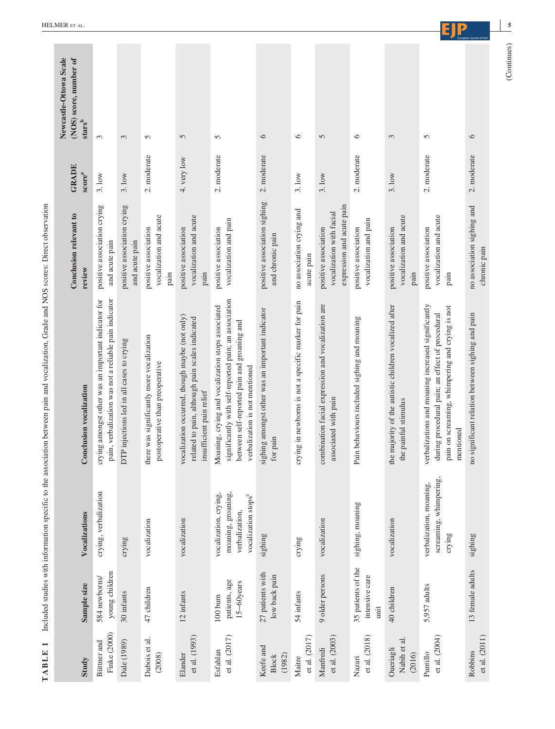**TABLE 1** Included studies with information specific to the association between pain and vocalization, Grade and NOS scores: Direct observation

| Study | Sample size | Vocalizations | Conclusion vocalization | Conclusion relevant to review | GRADE score[a] | Newcastle-Ottowa Scale (NOS) score, number of stars[b] |
|---|---|---|---|---|---|---|
| Büttner and Finke (2000) | 584 newborns/ young children | crying, verbalization | crying amongst other was an important indicator for pain, verbalization was not a reliable pain indicator | positive association crying and acute pain | 3. low | 3 |
| Dale (1989) | 30 infants | crying | DTP injections led in all cases to crying | positive association crying and acute pain | 3. low | 3 |
| Dubois et al. (2008) | 47 children | vocalization | there was significantly more vocalization postoperative than preoperative | positive association vocalization and acute pain | 2. moderate | 5 |
| Elander et al. (1993) | 12 infants | vocalization | vocalization occurred, though maybe (not only) related to pain, although pain scales indicated insufficient pain relief | positive association vocalization and acute pain | 4. very low | 5 |
| Esfahlan et al. (2017) | 100 burn patients, age 15–60years | vocalization, crying, moaning, groaning, verbalization, vocalization stops[c] | Moaning, crying and vocalization stops associated significantly with self-reported pain; an association between self-reported pain and groaning and verbalization is not mentioned | positive association vocalization and pain | 2. moderate | 5 |
| Keefe and Block (1982) | 27 patients with low back pain | sighing | sighing amongst other was an important indicator for pain | positive association sighing and chronic pain | 2. moderate | 6 |
| Maitre et al. (2017) | 54 infants | crying | crying in newborns is not a specific marker for pain | no association crying and acute pain | 3. low | 6 |
| Manfredi et al. (2003) | 9 older persons | vocalization | combination facial expression and vocalization are associated with pain | positive association vocalization with facial expression and acute pain | 3. low | 5 |
| Nazari et al. (2018) | 35 patients of the intensive care unit | sighing, moaning | Pain behaviours included sighing and moaning | positive association vocalization and pain | 2. moderate | 6 |
| Oueriagli Nabih et al. (2016) | 40 children | vocalization | the majority of the autistic children vocalized after the painful stimulus | positive association vocalization and acute pain | 3. low | 3 |
| Puntillo et al. (2004) | 5,957 adults | verbalization, moaning, screaming, whimpering, crying | verbalizations and moaning increased significantly during procedural pain; an effect of procedural pain on screaming, whimpering and crying is not mentioned | positive association vocalization and acute pain | 2. moderate | 5 |
| Robbins et al. (2011) | 13 female adults | sighing | no significant relation between sighing and pain | no association sighing and chronic pain | 2. moderate | 6 |

(Continues)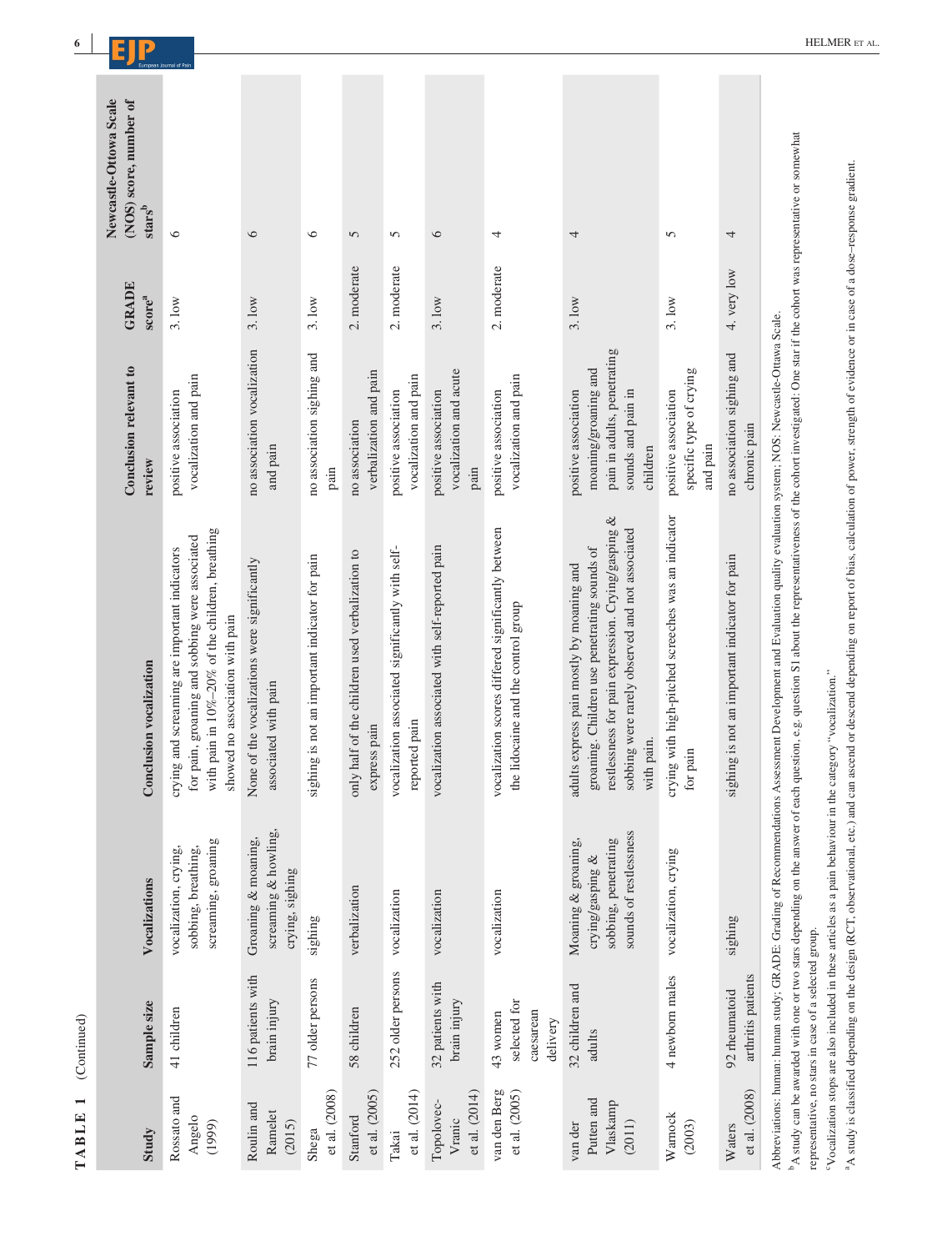**TABLE 1** (Continued)

| Study | Sample size | Vocalizations | Conclusion vocalization | Conclusion relevant to review | GRADE score[a] | Newcastle-Ottowa Scale (NOS) score, number of stars[b] |
|---|---|---|---|---|---|---|
| Rossato and Angelo (1999) | 41 children | vocalization, crying, sobbing, breathing, screaming, groaning | crying and screaming are important indicators for pain, groaning and sobbing were associated with pain in 10%–20% of the children, breathing showed no association with pain | positive association vocalization and pain | 3. low | 6 |
| Roulin and Ramelet (2015) | 116 patients with brain injury | Groaning & moaning, screaming & howling, crying, sighing | None of the vocalizations were significantly associated with pain | no association vocalization and pain | 3. low | 6 |
| Shega et al. (2008) | 77 older persons | sighing | sighing is not an important indicator for pain | no association sighing and pain | 3. low | 6 |
| Stanford et al. (2005) | 58 children | verbalization | only half of the children used verbalization to express pain | no association verbalization and pain | 2. moderate | 5 |
| Takai et al. (2014) | 252 older persons | vocalization | vocalization associated significantly with self-reported pain | positive association vocalization and pain | 2. moderate | 5 |
| Topolovec-Vranic et al. (2014) | 32 patients with brain injury | vocalization | vocalization associated with self-reported pain | positive association vocalization and acute pain | 3. low | 6 |
| van den Berg et al. (2005) | 43 women selected for caesarean delivery | vocalization | vocalization scores differed significantly between the lidocaine and the control group | positive association vocalization and pain | 2. moderate | 4 |
| van der Putten and Vlaskamp (2011) | 32 children and adults | Moaning & groaning, crying/gasping & sobbing, penetrating sounds of restlessness | adults express pain mostly by moaning and groaning. Children use penetrating sounds of restlessness for pain expression. Crying/gasping & sobbing were rarely observed and not associated with pain. | positive association moaning/groaning and pain in adults, penetrating sounds and pain in children | 3. low | 4 |
| Warnock (2003) | 4 newborn males | vocalization, crying | crying with high-pitched screeches was an indicator for pain | positive association specific type of crying and pain | 3. low | 5 |
| Waters et al. (2008) | 92 rheumatoid arthritis patients | sighing | sighing is not an important indicator for pain | no association sighing and chronic pain | 4. very low | 4 |

Abbreviations: human: human study; GRADE: Grading of Recommendations Assessment Development and Evaluation quality evaluation system; NOS: Newcastle-Ottawa Scale.

[b]A study can be awarded with one or two stars depending on the answer of each question, e.g. question S1 about the representativeness of the cohort investigated: One star if the cohort was representative or somewhat representative, no stars in case of a selected group.

[c]Vocalization stops are also included in these articles as a pain behaviour in the category "vocalization."

[a]A study is classified depending on the design (RCT, observational, etc.) and can ascend or descend depending on report of bias, calculation of power, strength of evidence or in case of a dose–response gradient.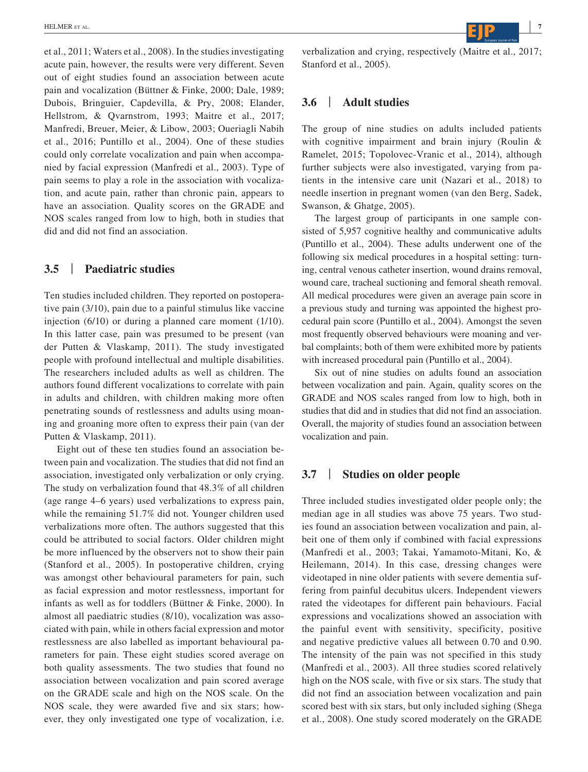et al., 2011; Waters et al., 2008). In the studies investigating acute pain, however, the results were very different. Seven out of eight studies found an association between acute pain and vocalization (Büttner & Finke, 2000; Dale, 1989; Dubois, Bringuier, Capdevilla, & Pry, 2008; Elander, Hellstrom, & Qvarnstrom, 1993; Maitre et al., 2017; Manfredi, Breuer, Meier, & Libow, 2003; Oueriagli Nabih et al., 2016; Puntillo et al., 2004). One of these studies could only correlate vocalization and pain when accompanied by facial expression (Manfredi et al., 2003). Type of pain seems to play a role in the association with vocalization, and acute pain, rather than chronic pain, appears to have an association. Quality scores on the GRADE and NOS scales ranged from low to high, both in studies that did and did not find an association.

## 3.5 | Paediatric studies

Ten studies included children. They reported on postoperative pain (3/10), pain due to a painful stimulus like vaccine injection (6/10) or during a planned care moment (1/10). In this latter case, pain was presumed to be present (van der Putten & Vlaskamp, 2011). The study investigated people with profound intellectual and multiple disabilities. The researchers included adults as well as children. The authors found different vocalizations to correlate with pain in adults and children, with children making more often penetrating sounds of restlessness and adults using moaning and groaning more often to express their pain (van der Putten & Vlaskamp, 2011).

Eight out of these ten studies found an association between pain and vocalization. The studies that did not find an association, investigated only verbalization or only crying. The study on verbalization found that 48.3% of all children (age range 4–6 years) used verbalizations to express pain, while the remaining 51.7% did not. Younger children used verbalizations more often. The authors suggested that this could be attributed to social factors. Older children might be more influenced by the observers not to show their pain (Stanford et al., 2005). In postoperative children, crying was amongst other behavioural parameters for pain, such as facial expression and motor restlessness, important for infants as well as for toddlers (Büttner & Finke, 2000). In almost all paediatric studies (8/10), vocalization was associated with pain, while in others facial expression and motor restlessness are also labelled as important behavioural parameters for pain. These eight studies scored average on both quality assessments. The two studies that found no association between vocalization and pain scored average on the GRADE scale and high on the NOS scale. On the NOS scale, they were awarded five and six stars; however, they only investigated one type of vocalization, i.e. verbalization and crying, respectively (Maitre et al., 2017; Stanford et al., 2005).

## 3.6 | Adult studies

The group of nine studies on adults included patients with cognitive impairment and brain injury (Roulin & Ramelet, 2015; Topolovec-Vranic et al., 2014), although further subjects were also investigated, varying from patients in the intensive care unit (Nazari et al., 2018) to needle insertion in pregnant women (van den Berg, Sadek, Swanson, & Ghatge, 2005).

The largest group of participants in one sample consisted of 5,957 cognitive healthy and communicative adults (Puntillo et al., 2004). These adults underwent one of the following six medical procedures in a hospital setting: turning, central venous catheter insertion, wound drains removal, wound care, tracheal suctioning and femoral sheath removal. All medical procedures were given an average pain score in a previous study and turning was appointed the highest procedural pain score (Puntillo et al., 2004). Amongst the seven most frequently observed behaviours were moaning and verbal complaints; both of them were exhibited more by patients with increased procedural pain (Puntillo et al., 2004).

Six out of nine studies on adults found an association between vocalization and pain. Again, quality scores on the GRADE and NOS scales ranged from low to high, both in studies that did and in studies that did not find an association. Overall, the majority of studies found an association between vocalization and pain.

## 3.7 | Studies on older people

Three included studies investigated older people only; the median age in all studies was above 75 years. Two studies found an association between vocalization and pain, albeit one of them only if combined with facial expressions (Manfredi et al., 2003; Takai, Yamamoto-Mitani, Ko, & Heilemann, 2014). In this case, dressing changes were videotaped in nine older patients with severe dementia suffering from painful decubitus ulcers. Independent viewers rated the videotapes for different pain behaviours. Facial expressions and vocalizations showed an association with the painful event with sensitivity, specificity, positive and negative predictive values all between 0.70 and 0.90. The intensity of the pain was not specified in this study (Manfredi et al., 2003). All three studies scored relatively high on the NOS scale, with five or six stars. The study that did not find an association between vocalization and pain scored best with six stars, but only included sighing (Shega et al., 2008). One study scored moderately on the GRADE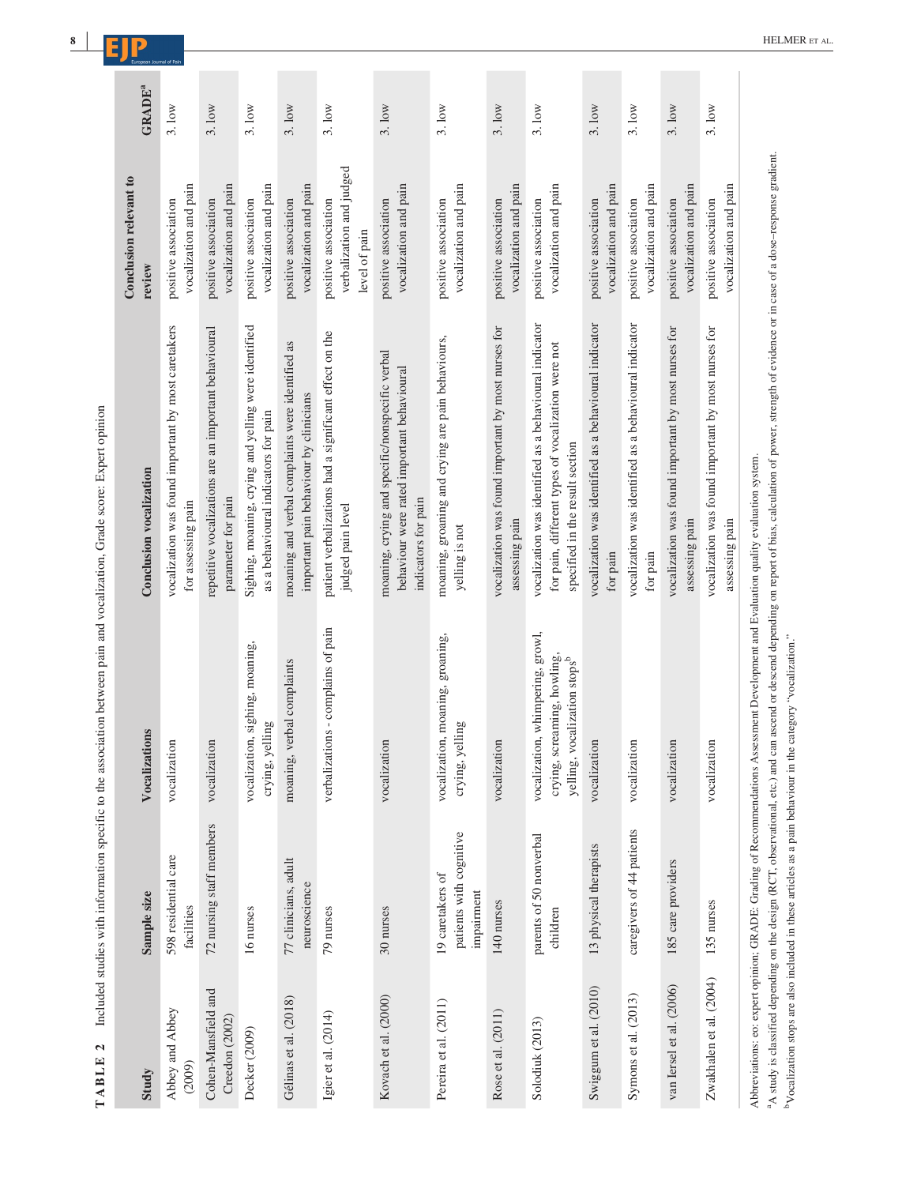**TABLE 2** Included studies with information specific to the association between pain and vocalization, Grade score: Expert opinion

| Study | Sample size | Vocalizations | Conclusion vocalization | Conclusion relevant to review | GRADE[a] |
|---|---|---|---|---|---|
| Abbey and Abbey (2009) | 598 residential care facilities | vocalization | vocalization was found important by most caretakers for assessing pain | positive association vocalization and pain | 3. low |
| Cohen-Mansfield and Creedon (2002) | 72 nursing staff members | vocalization | repetitive vocalizations are an important behavioural parameter for pain | positive association vocalization and pain | 3. low |
| Decker (2009) | 16 nurses | vocalization, sighing, moaning, crying, yelling | Sighing, moaning, crying and yelling were identified as a behavioural indicators for pain | positive association vocalization and pain | 3. low |
| Gélinas et al. (2018) | 77 clinicians, adult neuroscience | moaning, verbal complaints | moaning and verbal complaints were identified as important pain behaviour by clinicians | positive association vocalization and pain | 3. low |
| Igier et al. (2014) | 79 nurses | verbalizations - complains of pain | patient verbalizations had a significant effect on the judged pain level | positive association verbalization and judged level of pain | 3. low |
| Kovach et al. (2000) | 30 nurses | vocalization | moaning, crying and specific/nonspecific verbal behaviour were rated important behavioural indicators for pain | positive association vocalization and pain | 3. low |
| Pereira et al. (2011) | 19 caretakers of patients with cognitive impairment | vocalization, moaning, groaning, crying, yelling | moaning, groaning and crying are pain behaviours, yelling is not | positive association vocalization and pain | 3. low |
| Rose et al. (2011) | 140 nurses | vocalization | vocalization was found important by most nurses for assessing pain | positive association vocalization and pain | 3. low |
| Solodiuk (2013) | parents of 50 nonverbal children | vocalization, whimpering, growl, crying, screaming, howling, yelling, vocalization stops[b] | vocalization was identified as a behavioural indicator for pain, different types of vocalization were not specified in the result section | positive association vocalization and pain | 3. low |
| Swiggum et al. (2010) | 13 physical therapists | vocalization | vocalization was identified as a behavioural indicator for pain | positive association vocalization and pain | 3. low |
| Symons et al. (2013) | caregivers of 44 patients | vocalization | vocalization was identified as a behavioural indicator for pain | positive association vocalization and pain | 3. low |
| van Iersel et al. (2006) | 185 care providers | vocalization | vocalization was found important by most nurses for assessing pain | positive association vocalization and pain | 3. low |
| Zwakhalen et al. (2004) | 135 nurses | vocalization | vocalization was found important by most nurses for assessing pain | positive association vocalization and pain | 3. low |

Abbreviations: eo: expert opinion; GRADE: Grading of Recommendations Assessment Development and Evaluation quality evaluation system.

[a]A study is classified depending on the design (RCT, observational, etc.) and can ascend or descend depending on report of bias, calculation of power, strength of evidence or in case of a dose–response gradient.

[b]Vocalization stops are also included in these articles as a pain behaviour in the category "vocalization."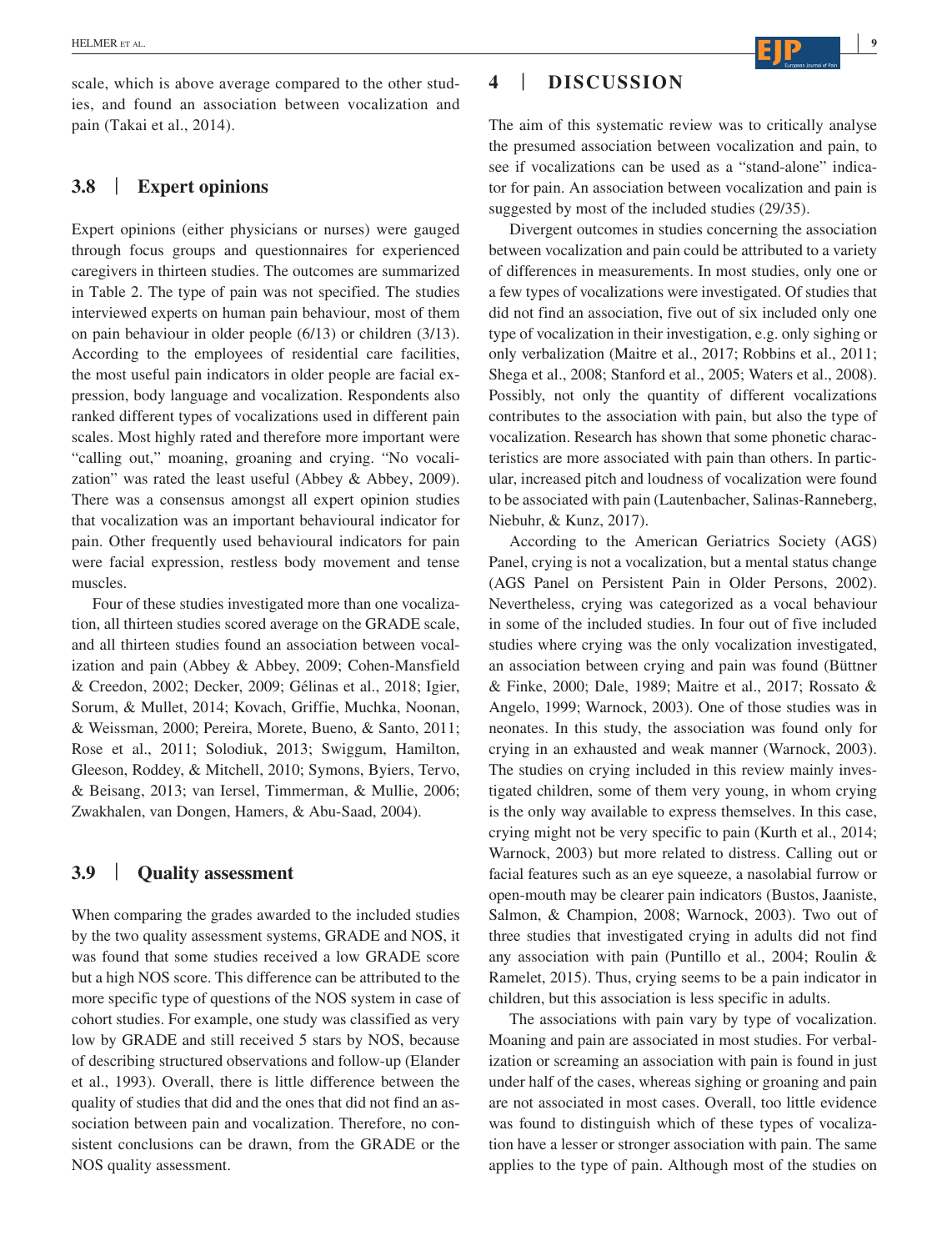scale, which is above average compared to the other studies, and found an association between vocalization and pain (Takai et al., 2014).

### 3.8 | Expert opinions

Expert opinions (either physicians or nurses) were gauged through focus groups and questionnaires for experienced caregivers in thirteen studies. The outcomes are summarized in Table 2. The type of pain was not specified. The studies interviewed experts on human pain behaviour, most of them on pain behaviour in older people (6/13) or children (3/13). According to the employees of residential care facilities, the most useful pain indicators in older people are facial expression, body language and vocalization. Respondents also ranked different types of vocalizations used in different pain scales. Most highly rated and therefore more important were "calling out," moaning, groaning and crying. "No vocalization" was rated the least useful (Abbey & Abbey, 2009). There was a consensus amongst all expert opinion studies that vocalization was an important behavioural indicator for pain. Other frequently used behavioural indicators for pain were facial expression, restless body movement and tense muscles.

Four of these studies investigated more than one vocalization, all thirteen studies scored average on the GRADE scale, and all thirteen studies found an association between vocalization and pain (Abbey & Abbey, 2009; Cohen-Mansfield & Creedon, 2002; Decker, 2009; Gélinas et al., 2018; Igier, Sorum, & Mullet, 2014; Kovach, Griffie, Muchka, Noonan, & Weissman, 2000; Pereira, Morete, Bueno, & Santo, 2011; Rose et al., 2011; Solodiuk, 2013; Swiggum, Hamilton, Gleeson, Roddey, & Mitchell, 2010; Symons, Byiers, Tervo, & Beisang, 2013; van Iersel, Timmerman, & Mullie, 2006; Zwakhalen, van Dongen, Hamers, & Abu-Saad, 2004).

### 3.9 | Quality assessment

When comparing the grades awarded to the included studies by the two quality assessment systems, GRADE and NOS, it was found that some studies received a low GRADE score but a high NOS score. This difference can be attributed to the more specific type of questions of the NOS system in case of cohort studies. For example, one study was classified as very low by GRADE and still received 5 stars by NOS, because of describing structured observations and follow-up (Elander et al., 1993). Overall, there is little difference between the quality of studies that did and the ones that did not find an association between pain and vocalization. Therefore, no consistent conclusions can be drawn, from the GRADE or the NOS quality assessment.

## 4 | DISCUSSION

The aim of this systematic review was to critically analyse the presumed association between vocalization and pain, to see if vocalizations can be used as a "stand-alone" indicator for pain. An association between vocalization and pain is suggested by most of the included studies (29/35).

Divergent outcomes in studies concerning the association between vocalization and pain could be attributed to a variety of differences in measurements. In most studies, only one or a few types of vocalizations were investigated. Of studies that did not find an association, five out of six included only one type of vocalization in their investigation, e.g. only sighing or only verbalization (Maitre et al., 2017; Robbins et al., 2011; Shega et al., 2008; Stanford et al., 2005; Waters et al., 2008). Possibly, not only the quantity of different vocalizations contributes to the association with pain, but also the type of vocalization. Research has shown that some phonetic characteristics are more associated with pain than others. In particular, increased pitch and loudness of vocalization were found to be associated with pain (Lautenbacher, Salinas-Ranneberg, Niebuhr, & Kunz, 2017).

According to the American Geriatrics Society (AGS) Panel, crying is not a vocalization, but a mental status change (AGS Panel on Persistent Pain in Older Persons, 2002). Nevertheless, crying was categorized as a vocal behaviour in some of the included studies. In four out of five included studies where crying was the only vocalization investigated, an association between crying and pain was found (Büttner & Finke, 2000; Dale, 1989; Maitre et al., 2017; Rossato & Angelo, 1999; Warnock, 2003). One of those studies was in neonates. In this study, the association was found only for crying in an exhausted and weak manner (Warnock, 2003). The studies on crying included in this review mainly investigated children, some of them very young, in whom crying is the only way available to express themselves. In this case, crying might not be very specific to pain (Kurth et al., 2014; Warnock, 2003) but more related to distress. Calling out or facial features such as an eye squeeze, a nasolabial furrow or open-mouth may be clearer pain indicators (Bustos, Jaaniste, Salmon, & Champion, 2008; Warnock, 2003). Two out of three studies that investigated crying in adults did not find any association with pain (Puntillo et al., 2004; Roulin & Ramelet, 2015). Thus, crying seems to be a pain indicator in children, but this association is less specific in adults.

The associations with pain vary by type of vocalization. Moaning and pain are associated in most studies. For verbalization or screaming an association with pain is found in just under half of the cases, whereas sighing or groaning and pain are not associated in most cases. Overall, too little evidence was found to distinguish which of these types of vocalization have a lesser or stronger association with pain. The same applies to the type of pain. Although most of the studies on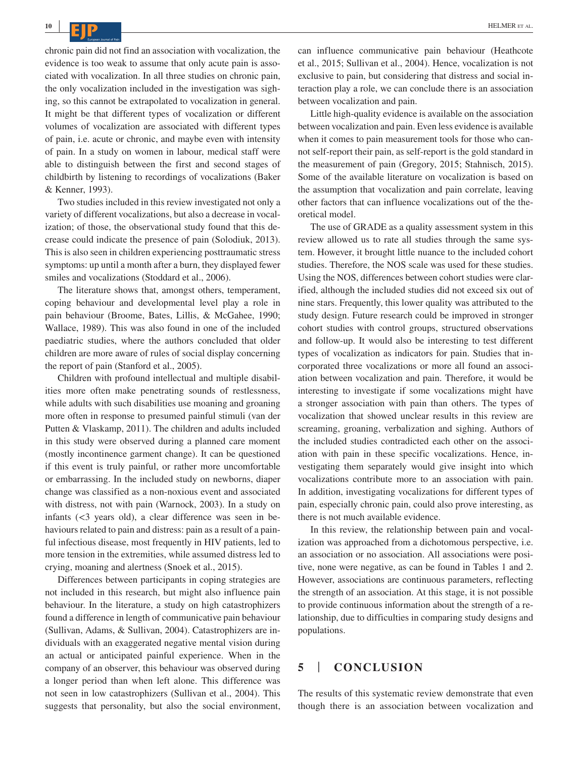chronic pain did not find an association with vocalization, the evidence is too weak to assume that only acute pain is associated with vocalization. In all three studies on chronic pain, the only vocalization included in the investigation was sighing, so this cannot be extrapolated to vocalization in general. It might be that different types of vocalization or different volumes of vocalization are associated with different types of pain, i.e. acute or chronic, and maybe even with intensity of pain. In a study on women in labour, medical staff were able to distinguish between the first and second stages of childbirth by listening to recordings of vocalizations (Baker & Kenner, 1993).

Two studies included in this review investigated not only a variety of different vocalizations, but also a decrease in vocalization; of those, the observational study found that this decrease could indicate the presence of pain (Solodiuk, 2013). This is also seen in children experiencing posttraumatic stress symptoms: up until a month after a burn, they displayed fewer smiles and vocalizations (Stoddard et al., 2006).

The literature shows that, amongst others, temperament, coping behaviour and developmental level play a role in pain behaviour (Broome, Bates, Lillis, & McGahee, 1990; Wallace, 1989). This was also found in one of the included paediatric studies, where the authors concluded that older children are more aware of rules of social display concerning the report of pain (Stanford et al., 2005).

Children with profound intellectual and multiple disabilities more often make penetrating sounds of restlessness, while adults with such disabilities use moaning and groaning more often in response to presumed painful stimuli (van der Putten & Vlaskamp, 2011). The children and adults included in this study were observed during a planned care moment (mostly incontinence garment change). It can be questioned if this event is truly painful, or rather more uncomfortable or embarrassing. In the included study on newborns, diaper change was classified as a non-noxious event and associated with distress, not with pain (Warnock, 2003). In a study on infants (<3 years old), a clear difference was seen in behaviours related to pain and distress: pain as a result of a painful infectious disease, most frequently in HIV patients, led to more tension in the extremities, while assumed distress led to crying, moaning and alertness (Snoek et al., 2015).

Differences between participants in coping strategies are not included in this research, but might also influence pain behaviour. In the literature, a study on high catastrophizers found a difference in length of communicative pain behaviour (Sullivan, Adams, & Sullivan, 2004). Catastrophizers are individuals with an exaggerated negative mental vision during an actual or anticipated painful experience. When in the company of an observer, this behaviour was observed during a longer period than when left alone. This difference was not seen in low catastrophizers (Sullivan et al., 2004). This suggests that personality, but also the social environment, can influence communicative pain behaviour (Heathcote et al., 2015; Sullivan et al., 2004). Hence, vocalization is not exclusive to pain, but considering that distress and social interaction play a role, we can conclude there is an association between vocalization and pain.

Little high-quality evidence is available on the association between vocalization and pain. Even less evidence is available when it comes to pain measurement tools for those who cannot self-report their pain, as self-report is the gold standard in the measurement of pain (Gregory, 2015; Stahnisch, 2015). Some of the available literature on vocalization is based on the assumption that vocalization and pain correlate, leaving other factors that can influence vocalizations out of the theoretical model.

The use of GRADE as a quality assessment system in this review allowed us to rate all studies through the same system. However, it brought little nuance to the included cohort studies. Therefore, the NOS scale was used for these studies. Using the NOS, differences between cohort studies were clarified, although the included studies did not exceed six out of nine stars. Frequently, this lower quality was attributed to the study design. Future research could be improved in stronger cohort studies with control groups, structured observations and follow-up. It would also be interesting to test different types of vocalization as indicators for pain. Studies that incorporated three vocalizations or more all found an association between vocalization and pain. Therefore, it would be interesting to investigate if some vocalizations might have a stronger association with pain than others. The types of vocalization that showed unclear results in this review are screaming, groaning, verbalization and sighing. Authors of the included studies contradicted each other on the association with pain in these specific vocalizations. Hence, investigating them separately would give insight into which vocalizations contribute more to an association with pain. In addition, investigating vocalizations for different types of pain, especially chronic pain, could also prove interesting, as there is not much available evidence.

In this review, the relationship between pain and vocalization was approached from a dichotomous perspective, i.e. an association or no association. All associations were positive, none were negative, as can be found in Tables 1 and 2. However, associations are continuous parameters, reflecting the strength of an association. At this stage, it is not possible to provide continuous information about the strength of a relationship, due to difficulties in comparing study designs and populations.

## 5 | CONCLUSION

The results of this systematic review demonstrate that even though there is an association between vocalization and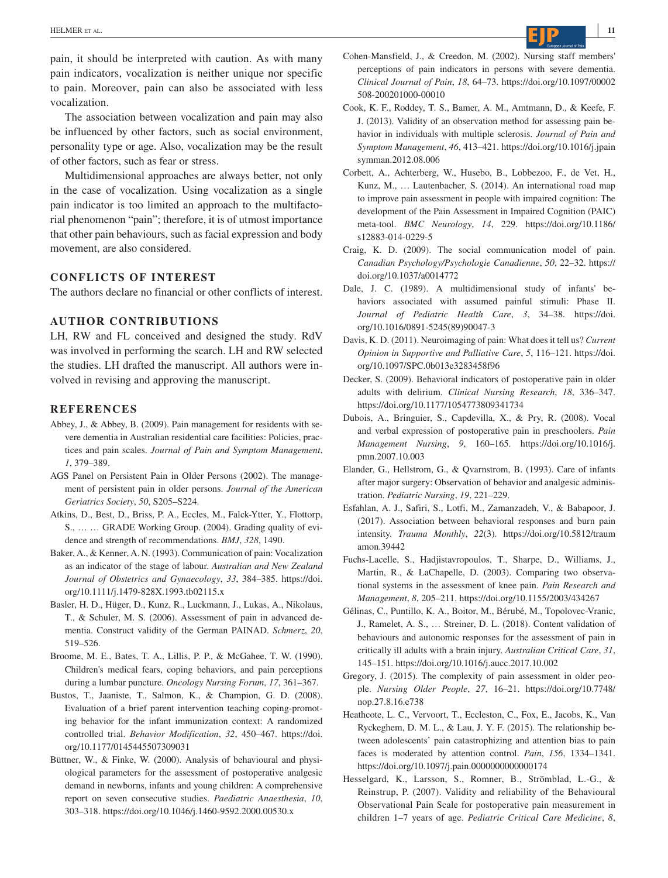pain, it should be interpreted with caution. As with many pain indicators, vocalization is neither unique nor specific to pain. Moreover, pain can also be associated with less vocalization.

The association between vocalization and pain may also be influenced by other factors, such as social environment, personality type or age. Also, vocalization may be the result of other factors, such as fear or stress.

Multidimensional approaches are always better, not only in the case of vocalization. Using vocalization as a single pain indicator is too limited an approach to the multifactorial phenomenon "pain"; therefore, it is of utmost importance that other pain behaviours, such as facial expression and body movement, are also considered.

## CONFLICTS OF INTEREST

The authors declare no financial or other conflicts of interest.

## AUTHOR CONTRIBUTIONS

LH, RW and FL conceived and designed the study. RdV was involved in performing the search. LH and RW selected the studies. LH drafted the manuscript. All authors were involved in revising and approving the manuscript.

## REFERENCES

Abbey, J., & Abbey, B. (2009). Pain management for residents with severe dementia in Australian residential care facilities: Policies, practices and pain scales. *Journal of Pain and Symptom Management*, *1*, 379–389.

AGS Panel on Persistent Pain in Older Persons (2002). The management of persistent pain in older persons. *Journal of the American Geriatrics Society*, *50*, S205–S224.

Atkins, D., Best, D., Briss, P. A., Eccles, M., Falck-Ytter, Y., Flottorp, S., … … GRADE Working Group. (2004). Grading quality of evidence and strength of recommendations. *BMJ*, *328*, 1490.

Baker, A., & Kenner, A. N. (1993). Communication of pain: Vocalization as an indicator of the stage of labour. *Australian and New Zealand Journal of Obstetrics and Gynaecology*, *33*, 384–385. https://doi.org/10.1111/j.1479-828X.1993.tb02115.x

Basler, H. D., Hüger, D., Kunz, R., Luckmann, J., Lukas, A., Nikolaus, T., & Schuler, M. S. (2006). Assessment of pain in advanced dementia. Construct validity of the German PAINAD. *Schmerz*, *20*, 519–526.

Broome, M. E., Bates, T. A., Lillis, P. P., & McGahee, T. W. (1990). Children's medical fears, coping behaviors, and pain perceptions during a lumbar puncture. *Oncology Nursing Forum*, *17*, 361–367.

Bustos, T., Jaaniste, T., Salmon, K., & Champion, G. D. (2008). Evaluation of a brief parent intervention teaching coping-promoting behavior for the infant immunization context: A randomized controlled trial. *Behavior Modification*, *32*, 450–467. https://doi.org/10.1177/0145445507309031

Büttner, W., & Finke, W. (2000). Analysis of behavioural and physiological parameters for the assessment of postoperative analgesic demand in newborns, infants and young children: A comprehensive report on seven consecutive studies. *Paediatric Anaesthesia*, *10*, 303–318. https://doi.org/10.1046/j.1460-9592.2000.00530.x

Cohen-Mansfield, J., & Creedon, M. (2002). Nursing staff members' perceptions of pain indicators in persons with severe dementia. *Clinical Journal of Pain*, *18*, 64–73. https://doi.org/10.1097/00002508-200201000-00010

Cook, K. F., Roddey, T. S., Bamer, A. M., Amtmann, D., & Keefe, F. J. (2013). Validity of an observation method for assessing pain behavior in individuals with multiple sclerosis. *Journal of Pain and Symptom Management*, *46*, 413–421. https://doi.org/10.1016/j.jpainsymman.2012.08.006

Corbett, A., Achterberg, W., Husebo, B., Lobbezoo, F., de Vet, H., Kunz, M., … Lautenbacher, S. (2014). An international road map to improve pain assessment in people with impaired cognition: The development of the Pain Assessment in Impaired Cognition (PAIC) meta-tool. *BMC Neurology*, *14*, 229. https://doi.org/10.1186/s12883-014-0229-5

Craig, K. D. (2009). The social communication model of pain. *Canadian Psychology/Psychologie Canadienne*, *50*, 22–32. https://doi.org/10.1037/a0014772

Dale, J. C. (1989). A multidimensional study of infants' behaviors associated with assumed painful stimuli: Phase II. *Journal of Pediatric Health Care*, *3*, 34–38. https://doi.org/10.1016/0891-5245(89)90047-3

Davis, K. D. (2011). Neuroimaging of pain: What does it tell us? *Current Opinion in Supportive and Palliative Care*, *5*, 116–121. https://doi.org/10.1097/SPC.0b013e3283458f96

Decker, S. (2009). Behavioral indicators of postoperative pain in older adults with delirium. *Clinical Nursing Research*, *18*, 336–347. https://doi.org/10.1177/1054773809341734

Dubois, A., Bringuier, S., Capdevilla, X., & Pry, R. (2008). Vocal and verbal expression of postoperative pain in preschoolers. *Pain Management Nursing*, *9*, 160–165. https://doi.org/10.1016/j.pmn.2007.10.003

Elander, G., Hellstrom, G., & Qvarnstrom, B. (1993). Care of infants after major surgery: Observation of behavior and analgesic administration. *Pediatric Nursing*, *19*, 221–229.

Esfahlan, A. J., Safiri, S., Lotfi, M., Zamanzadeh, V., & Babapoor, J. (2017). Association between behavioral responses and burn pain intensity. *Trauma Monthly*, *22*(3). https://doi.org/10.5812/traumamon.39442

Fuchs-Lacelle, S., Hadjistavropoulos, T., Sharpe, D., Williams, J., Martin, R., & LaChapelle, D. (2003). Comparing two observational systems in the assessment of knee pain. *Pain Research and Management*, *8*, 205–211. https://doi.org/10.1155/2003/434267

Gélinas, C., Puntillo, K. A., Boitor, M., Bérubé, M., Topolovec-Vranic, J., Ramelet, A. S., … Streiner, D. L. (2018). Content validation of behaviours and autonomic responses for the assessment of pain in critically ill adults with a brain injury. *Australian Critical Care*, *31*, 145–151. https://doi.org/10.1016/j.aucc.2017.10.002

Gregory, J. (2015). The complexity of pain assessment in older people. *Nursing Older People*, *27*, 16–21. https://doi.org/10.7748/nop.27.8.16.e738

Heathcote, L. C., Vervoort, T., Eccleston, C., Fox, E., Jacobs, K., Van Ryckeghem, D. M. L., & Lau, J. Y. F. (2015). The relationship between adolescents' pain catastrophizing and attention bias to pain faces is moderated by attention control. *Pain*, *156*, 1334–1341. https://doi.org/10.1097/j.pain.0000000000000174

Hesselgard, K., Larsson, S., Romner, B., Strömblad, L.-G., & Reinstrup, P. (2007). Validity and reliability of the Behavioural Observational Pain Scale for postoperative pain measurement in children 1–7 years of age. *Pediatric Critical Care Medicine*, *8*,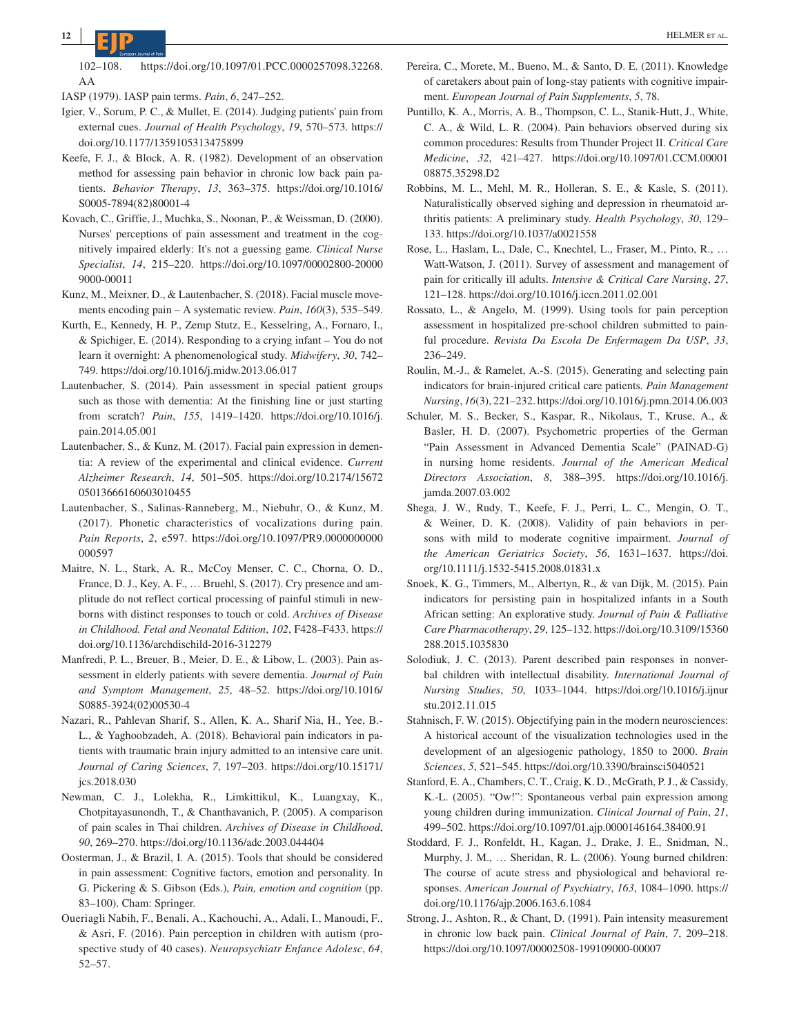102–108. https://doi.org/10.1097/01.PCC.0000257098.32268.AA

IASP (1979). IASP pain terms. *Pain*, *6*, 247–252.

Igier, V., Sorum, P. C., & Mullet, E. (2014). Judging patients' pain from external cues. *Journal of Health Psychology*, *19*, 570–573. https://doi.org/10.1177/1359105313475899

Keefe, F. J., & Block, A. R. (1982). Development of an observation method for assessing pain behavior in chronic low back pain patients. *Behavior Therapy*, *13*, 363–375. https://doi.org/10.1016/S0005-7894(82)80001-4

Kovach, C., Griffie, J., Muchka, S., Noonan, P., & Weissman, D. (2000). Nurses' perceptions of pain assessment and treatment in the cognitively impaired elderly: It's not a guessing game. *Clinical Nurse Specialist*, *14*, 215–220. https://doi.org/10.1097/00002800-200009000-00011

Kunz, M., Meixner, D., & Lautenbacher, S. (2018). Facial muscle movements encoding pain – A systematic review. *Pain*, *160*(3), 535–549.

Kurth, E., Kennedy, H. P., Zemp Stutz, E., Kesselring, A., Fornaro, I., & Spichiger, E. (2014). Responding to a crying infant – You do not learn it overnight: A phenomenological study. *Midwifery*, *30*, 742–749. https://doi.org/10.1016/j.midw.2013.06.017

Lautenbacher, S. (2014). Pain assessment in special patient groups such as those with dementia: At the finishing line or just starting from scratch? *Pain*, *155*, 1419–1420. https://doi.org/10.1016/j.pain.2014.05.001

Lautenbacher, S., & Kunz, M. (2017). Facial pain expression in dementia: A review of the experimental and clinical evidence. *Current Alzheimer Research*, *14*, 501–505. https://doi.org/10.2174/1567205013666160603010455

Lautenbacher, S., Salinas-Ranneberg, M., Niebuhr, O., & Kunz, M. (2017). Phonetic characteristics of vocalizations during pain. *Pain Reports*, *2*, e597. https://doi.org/10.1097/PR9.0000000000000597

Maitre, N. L., Stark, A. R., McCoy Menser, C. C., Chorna, O. D., France, D. J., Key, A. F., … Bruehl, S. (2017). Cry presence and amplitude do not reflect cortical processing of painful stimuli in newborns with distinct responses to touch or cold. *Archives of Disease in Childhood. Fetal and Neonatal Edition*, *102*, F428–F433. https://doi.org/10.1136/archdischild-2016-312279

Manfredi, P. L., Breuer, B., Meier, D. E., & Libow, L. (2003). Pain assessment in elderly patients with severe dementia. *Journal of Pain and Symptom Management*, *25*, 48–52. https://doi.org/10.1016/S0885-3924(02)00530-4

Nazari, R., Pahlevan Sharif, S., Allen, K. A., Sharif Nia, H., Yee, B.-L., & Yaghoobzadeh, A. (2018). Behavioral pain indicators in patients with traumatic brain injury admitted to an intensive care unit. *Journal of Caring Sciences*, *7*, 197–203. https://doi.org/10.15171/jcs.2018.030

Newman, C. J., Lolekha, R., Limkittikul, K., Luangxay, K., Chotpitayasunondh, T., & Chanthavanich, P. (2005). A comparison of pain scales in Thai children. *Archives of Disease in Childhood*, *90*, 269–270. https://doi.org/10.1136/adc.2003.044404

Oosterman, J., & Brazil, I. A. (2015). Tools that should be considered in pain assessment: Cognitive factors, emotion and personality. In G. Pickering & S. Gibson (Eds.), *Pain, emotion and cognition* (pp. 83–100). Cham: Springer.

Oueriagli Nabih, F., Benali, A., Kachouchi, A., Adali, I., Manoudi, F., & Asri, F. (2016). Pain perception in children with autism (prospective study of 40 cases). *Neuropsychiatr Enfance Adolesc*, *64*, 52–57.

Pereira, C., Morete, M., Bueno, M., & Santo, D. E. (2011). Knowledge of caretakers about pain of long-stay patients with cognitive impairment. *European Journal of Pain Supplements*, *5*, 78.

Puntillo, K. A., Morris, A. B., Thompson, C. L., Stanik-Hutt, J., White, C. A., & Wild, L. R. (2004). Pain behaviors observed during six common procedures: Results from Thunder Project II. *Critical Care Medicine*, *32*, 421–427. https://doi.org/10.1097/01.CCM.0000108875.35298.D2

Robbins, M. L., Mehl, M. R., Holleran, S. E., & Kasle, S. (2011). Naturalistically observed sighing and depression in rheumatoid arthritis patients: A preliminary study. *Health Psychology*, *30*, 129–133. https://doi.org/10.1037/a0021558

Rose, L., Haslam, L., Dale, C., Knechtel, L., Fraser, M., Pinto, R., … Watt-Watson, J. (2011). Survey of assessment and management of pain for critically ill adults. *Intensive & Critical Care Nursing*, *27*, 121–128. https://doi.org/10.1016/j.iccn.2011.02.001

Rossato, L., & Angelo, M. (1999). Using tools for pain perception assessment in hospitalized pre-school children submitted to painful procedure. *Revista Da Escola De Enfermagem Da USP*, *33*, 236–249.

Roulin, M.-J., & Ramelet, A.-S. (2015). Generating and selecting pain indicators for brain-injured critical care patients. *Pain Management Nursing*, *16*(3), 221–232. https://doi.org/10.1016/j.pmn.2014.06.003

Schuler, M. S., Becker, S., Kaspar, R., Nikolaus, T., Kruse, A., & Basler, H. D. (2007). Psychometric properties of the German "Pain Assessment in Advanced Dementia Scale" (PAINAD-G) in nursing home residents. *Journal of the American Medical Directors Association*, *8*, 388–395. https://doi.org/10.1016/j.jamda.2007.03.002

Shega, J. W., Rudy, T., Keefe, F. J., Perri, L. C., Mengin, O. T., & Weiner, D. K. (2008). Validity of pain behaviors in persons with mild to moderate cognitive impairment. *Journal of the American Geriatrics Society*, *56*, 1631–1637. https://doi.org/10.1111/j.1532-5415.2008.01831.x

Snoek, K. G., Timmers, M., Albertyn, R., & van Dijk, M. (2015). Pain indicators for persisting pain in hospitalized infants in a South African setting: An explorative study. *Journal of Pain & Palliative Care Pharmacotherapy*, *29*, 125–132. https://doi.org/10.3109/15360288.2015.1035830

Solodiuk, J. C. (2013). Parent described pain responses in nonverbal children with intellectual disability. *International Journal of Nursing Studies*, *50*, 1033–1044. https://doi.org/10.1016/j.ijnurstu.2012.11.015

Stahnisch, F. W. (2015). Objectifying pain in the modern neurosciences: A historical account of the visualization technologies used in the development of an algesiogenic pathology, 1850 to 2000. *Brain Sciences*, *5*, 521–545. https://doi.org/10.3390/brainsci5040521

Stanford, E. A., Chambers, C. T., Craig, K. D., McGrath, P. J., & Cassidy, K.-L. (2005). "Ow!": Spontaneous verbal pain expression among young children during immunization. *Clinical Journal of Pain*, *21*, 499–502. https://doi.org/10.1097/01.ajp.0000146164.38400.91

Stoddard, F. J., Ronfeldt, H., Kagan, J., Drake, J. E., Snidman, N., Murphy, J. M., … Sheridan, R. L. (2006). Young burned children: The course of acute stress and physiological and behavioral responses. *American Journal of Psychiatry*, *163*, 1084–1090. https://doi.org/10.1176/ajp.2006.163.6.1084

Strong, J., Ashton, R., & Chant, D. (1991). Pain intensity measurement in chronic low back pain. *Clinical Journal of Pain*, *7*, 209–218. https://doi.org/10.1097/00002508-199109000-00007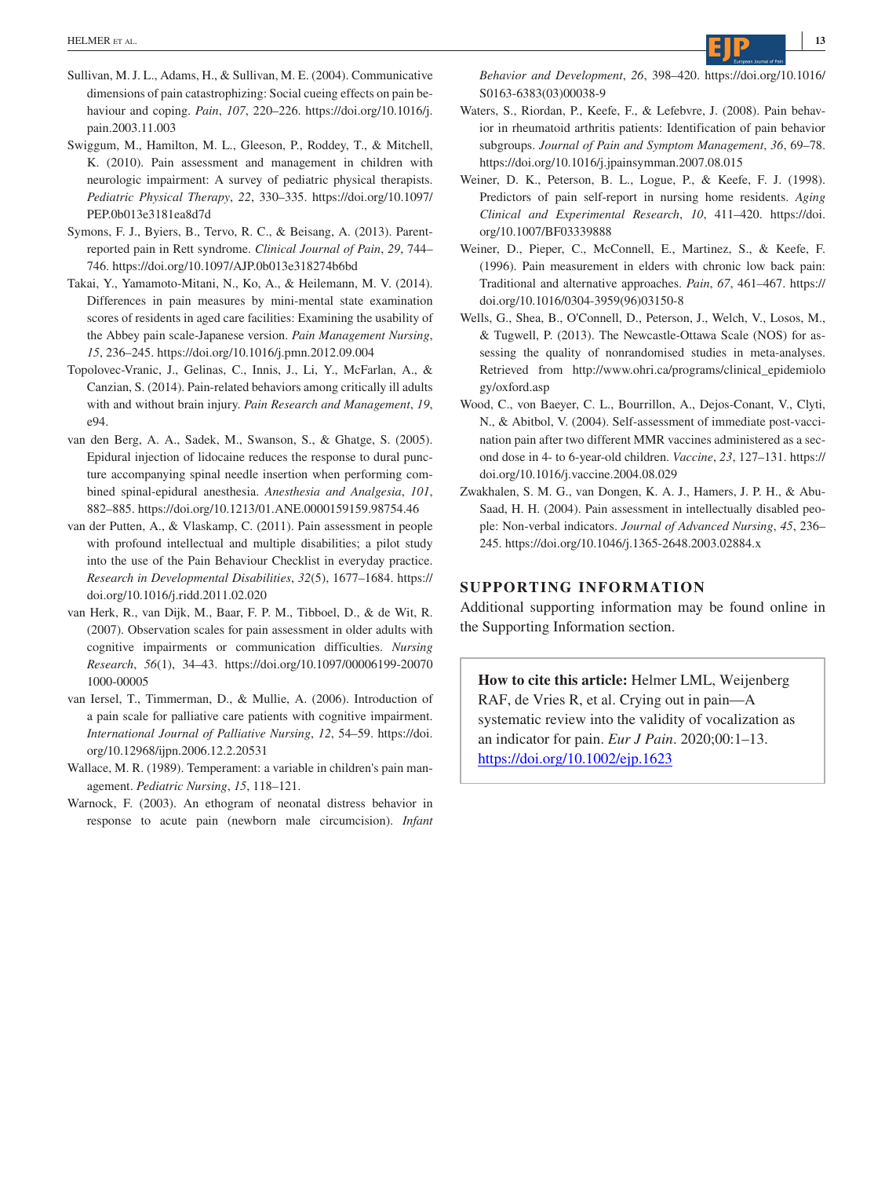Sullivan, M. J. L., Adams, H., & Sullivan, M. E. (2004). Communicative dimensions of pain catastrophizing: Social cueing effects on pain behaviour and coping. *Pain*, *107*, 220–226. https://doi.org/10.1016/j.pain.2003.11.003

Swiggum, M., Hamilton, M. L., Gleeson, P., Roddey, T., & Mitchell, K. (2010). Pain assessment and management in children with neurologic impairment: A survey of pediatric physical therapists. *Pediatric Physical Therapy*, *22*, 330–335. https://doi.org/10.1097/PEP.0b013e3181ea8d7d

Symons, F. J., Byiers, B., Tervo, R. C., & Beisang, A. (2013). Parent-reported pain in Rett syndrome. *Clinical Journal of Pain*, *29*, 744–746. https://doi.org/10.1097/AJP.0b013e318274b6bd

Takai, Y., Yamamoto-Mitani, N., Ko, A., & Heilemann, M. V. (2014). Differences in pain measures by mini-mental state examination scores of residents in aged care facilities: Examining the usability of the Abbey pain scale-Japanese version. *Pain Management Nursing*, *15*, 236–245. https://doi.org/10.1016/j.pmn.2012.09.004

Topolovec-Vranic, J., Gelinas, C., Innis, J., Li, Y., McFarlan, A., & Canzian, S. (2014). Pain-related behaviors among critically ill adults with and without brain injury. *Pain Research and Management*, *19*, e94.

van den Berg, A. A., Sadek, M., Swanson, S., & Ghatge, S. (2005). Epidural injection of lidocaine reduces the response to dural puncture accompanying spinal needle insertion when performing combined spinal-epidural anesthesia. *Anesthesia and Analgesia*, *101*, 882–885. https://doi.org/10.1213/01.ANE.0000159159.98754.46

van der Putten, A., & Vlaskamp, C. (2011). Pain assessment in people with profound intellectual and multiple disabilities; a pilot study into the use of the Pain Behaviour Checklist in everyday practice. *Research in Developmental Disabilities*, *32*(5), 1677–1684. https://doi.org/10.1016/j.ridd.2011.02.020

van Herk, R., van Dijk, M., Baar, F. P. M., Tibboel, D., & de Wit, R. (2007). Observation scales for pain assessment in older adults with cognitive impairments or communication difficulties. *Nursing Research*, *56*(1), 34–43. https://doi.org/10.1097/00006199-200701000-00005

van Iersel, T., Timmerman, D., & Mullie, A. (2006). Introduction of a pain scale for palliative care patients with cognitive impairment. *International Journal of Palliative Nursing*, *12*, 54–59. https://doi.org/10.12968/ijpn.2006.12.2.20531

Wallace, M. R. (1989). Temperament: a variable in children's pain management. *Pediatric Nursing*, *15*, 118–121.

Warnock, F. (2003). An ethogram of neonatal distress behavior in response to acute pain (newborn male circumcision). *Infant Behavior and Development*, *26*, 398–420. https://doi.org/10.1016/S0163-6383(03)00038-9

Waters, S., Riordan, P., Keefe, F., & Lefebvre, J. (2008). Pain behavior in rheumatoid arthritis patients: Identification of pain behavior subgroups. *Journal of Pain and Symptom Management*, *36*, 69–78. https://doi.org/10.1016/j.jpainsymman.2007.08.015

Weiner, D. K., Peterson, B. L., Logue, P., & Keefe, F. J. (1998). Predictors of pain self-report in nursing home residents. *Aging Clinical and Experimental Research*, *10*, 411–420. https://doi.org/10.1007/BF03339888

Weiner, D., Pieper, C., McConnell, E., Martinez, S., & Keefe, F. (1996). Pain measurement in elders with chronic low back pain: Traditional and alternative approaches. *Pain*, *67*, 461–467. https://doi.org/10.1016/0304-3959(96)03150-8

Wells, G., Shea, B., O'Connell, D., Peterson, J., Welch, V., Losos, M., & Tugwell, P. (2013). The Newcastle-Ottawa Scale (NOS) for assessing the quality of nonrandomised studies in meta-analyses. Retrieved from http://www.ohri.ca/programs/clinical_epidemiology/oxford.asp

Wood, C., von Baeyer, C. L., Bourrillon, A., Dejos-Conant, V., Clyti, N., & Abitbol, V. (2004). Self-assessment of immediate post-vaccination pain after two different MMR vaccines administered as a second dose in 4- to 6-year-old children. *Vaccine*, *23*, 127–131. https://doi.org/10.1016/j.vaccine.2004.08.029

Zwakhalen, S. M. G., van Dongen, K. A. J., Hamers, J. P. H., & Abu-Saad, H. H. (2004). Pain assessment in intellectually disabled people: Non-verbal indicators. *Journal of Advanced Nursing*, *45*, 236–245. https://doi.org/10.1046/j.1365-2648.2003.02884.x

## SUPPORTING INFORMATION

Additional supporting information may be found online in the Supporting Information section.

**How to cite this article:** Helmer LML, Weijenberg RAF, de Vries R, et al. Crying out in pain—A systematic review into the validity of vocalization as an indicator for pain. *Eur J Pain*. 2020;00:1–13. https://doi.org/10.1002/ejp.1623